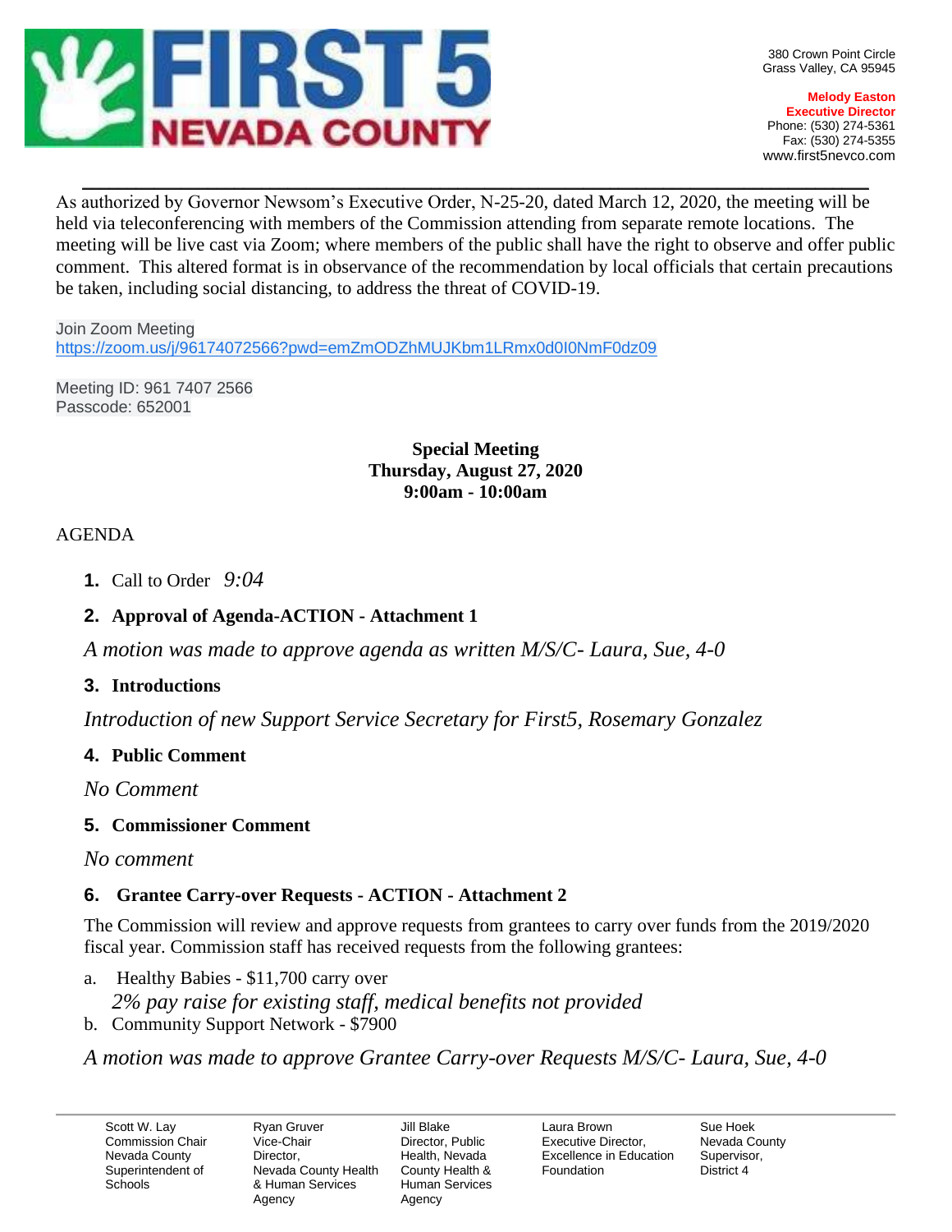# FIRST 5 NEVADA COUNTY

380 Crown Point Circle
Grass Valley, CA 95945

**Melody Easton**
**Executive Director**
Phone: (530) 274-5361
Fax: (530) 274-5355
www.first5nevco.com

As authorized by Governor Newsom's Executive Order, N-25-20, dated March 12, 2020, the meeting will be held via teleconferencing with members of the Commission attending from separate remote locations. The meeting will be live cast via Zoom; where members of the public shall have the right to observe and offer public comment. This altered format is in observance of the recommendation by local officials that certain precautions be taken, including social distancing, to address the threat of COVID-19.

Join Zoom Meeting
https://zoom.us/j/96174072566?pwd=emZmODZhMUJKbm1LRmx0d0I0NmF0dz09

Meeting ID: 961 7407 2566
Passcode: 652001

**Special Meeting**
**Thursday, August 27, 2020**
**9:00am - 10:00am**

AGENDA

1. Call to Order *9:04*
2. **Approval of Agenda-ACTION - Attachment 1**

   *A motion was made to approve agenda as written M/S/C- Laura, Sue, 4-0*

3. **Introductions**

   *Introduction of new Support Service Secretary for First5, Rosemary Gonzalez*

4. **Public Comment**

   *No Comment*

5. **Commissioner Comment**

   *No comment*

6. **Grantee Carry-over Requests - ACTION - Attachment 2**

   The Commission will review and approve requests from grantees to carry over funds from the 2019/2020 fiscal year. Commission staff has received requests from the following grantees:

   a. Healthy Babies - $11,700 carry over
      *2% pay raise for existing staff, medical benefits not provided*
   b. Community Support Network - $7900

   *A motion was made to approve Grantee Carry-over Requests M/S/C- Laura, Sue, 4-0*

---

Scott W. Lay, Commission Chair, Nevada County Superintendent of Schools
Ryan Gruver, Vice-Chair, Director, Nevada County Health & Human Services Agency
Jill Blake, Director, Public Health, Nevada County Health & Human Services Agency
Laura Brown, Executive Director, Excellence in Education Foundation
Sue Hoek, Nevada County Supervisor, District 4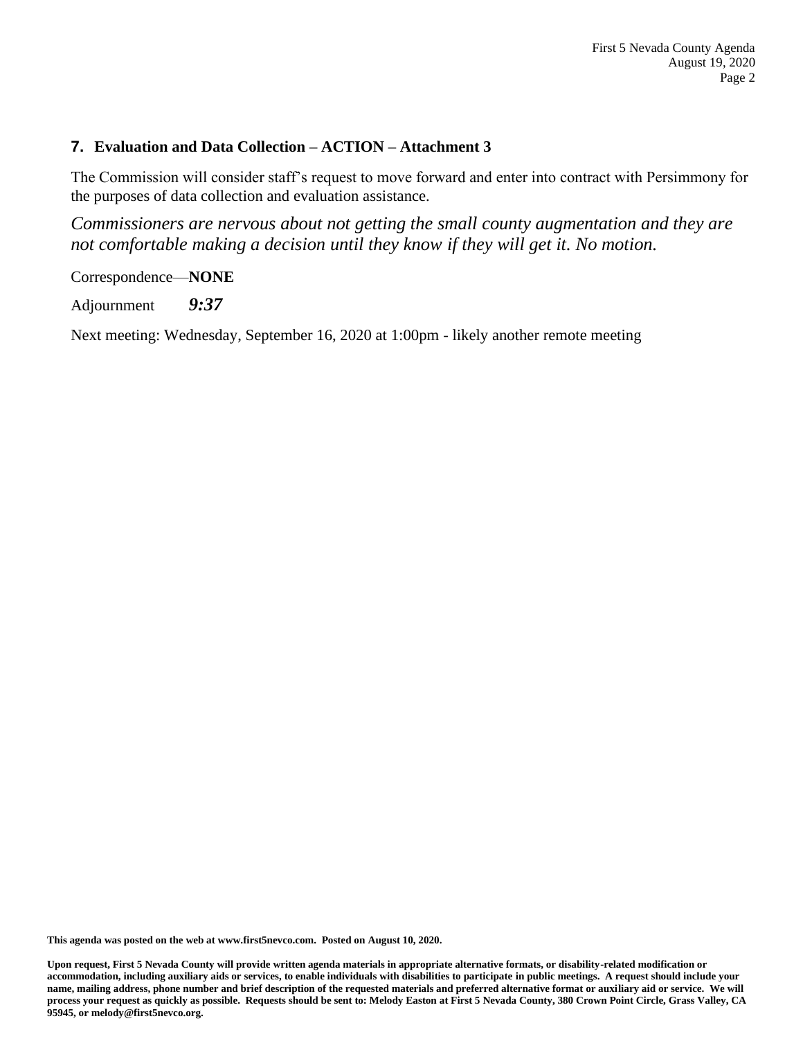### 7. Evaluation and Data Collection – ACTION – Attachment 3

The Commission will consider staff's request to move forward and enter into contract with Persimmony for the purposes of data collection and evaluation assistance.

*Commissioners are nervous about not getting the small county augmentation and they are not comfortable making a decision until they know if they will get it. No motion.*

Correspondence—**NONE**

Adjournment ***9:37***

Next meeting: Wednesday, September 16, 2020 at 1:00pm - likely another remote meeting

**This agenda was posted on the web at www.first5nevco.com. Posted on August 10, 2020.**

**Upon request, First 5 Nevada County will provide written agenda materials in appropriate alternative formats, or disability-related modification or accommodation, including auxiliary aids or services, to enable individuals with disabilities to participate in public meetings. A request should include your name, mailing address, phone number and brief description of the requested materials and preferred alternative format or auxiliary aid or service. We will process your request as quickly as possible. Requests should be sent to: Melody Easton at First 5 Nevada County, 380 Crown Point Circle, Grass Valley, CA 95945, or melody@first5nevco.org.**